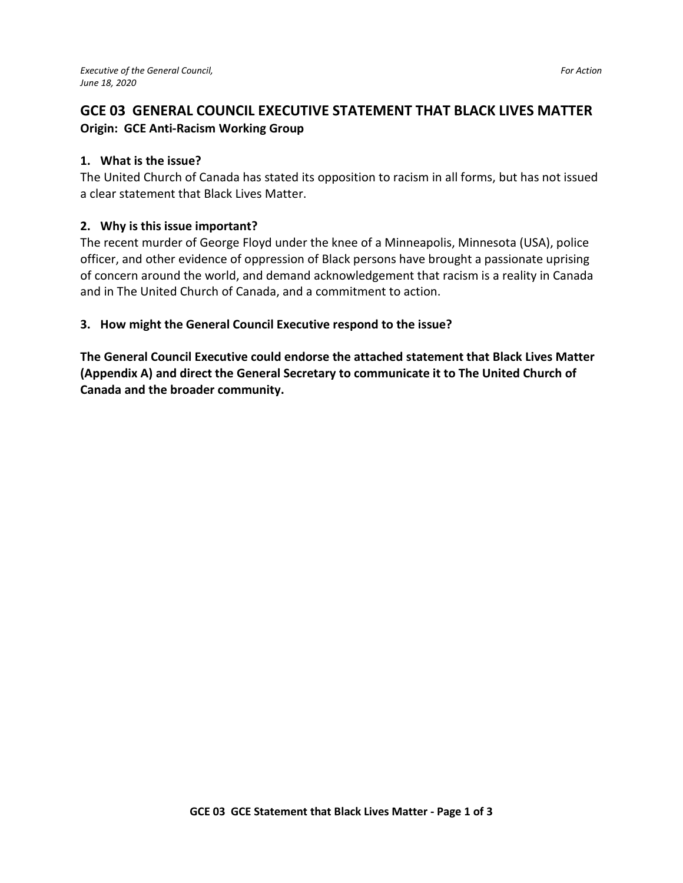*Executive of the General Council,*
*June 18, 2020*

*For Action*

## GCE 03 GENERAL COUNCIL EXECUTIVE STATEMENT THAT BLACK LIVES MATTER

**Origin: GCE Anti-Racism Working Group**

### 1. What is the issue?

The United Church of Canada has stated its opposition to racism in all forms, but has not issued a clear statement that Black Lives Matter.

### 2. Why is this issue important?

The recent murder of George Floyd under the knee of a Minneapolis, Minnesota (USA), police officer, and other evidence of oppression of Black persons have brought a passionate uprising of concern around the world, and demand acknowledgement that racism is a reality in Canada and in The United Church of Canada, and a commitment to action.

### 3. How might the General Council Executive respond to the issue?

**The General Council Executive could endorse the attached statement that Black Lives Matter (Appendix A) and direct the General Secretary to communicate it to The United Church of Canada and the broader community.**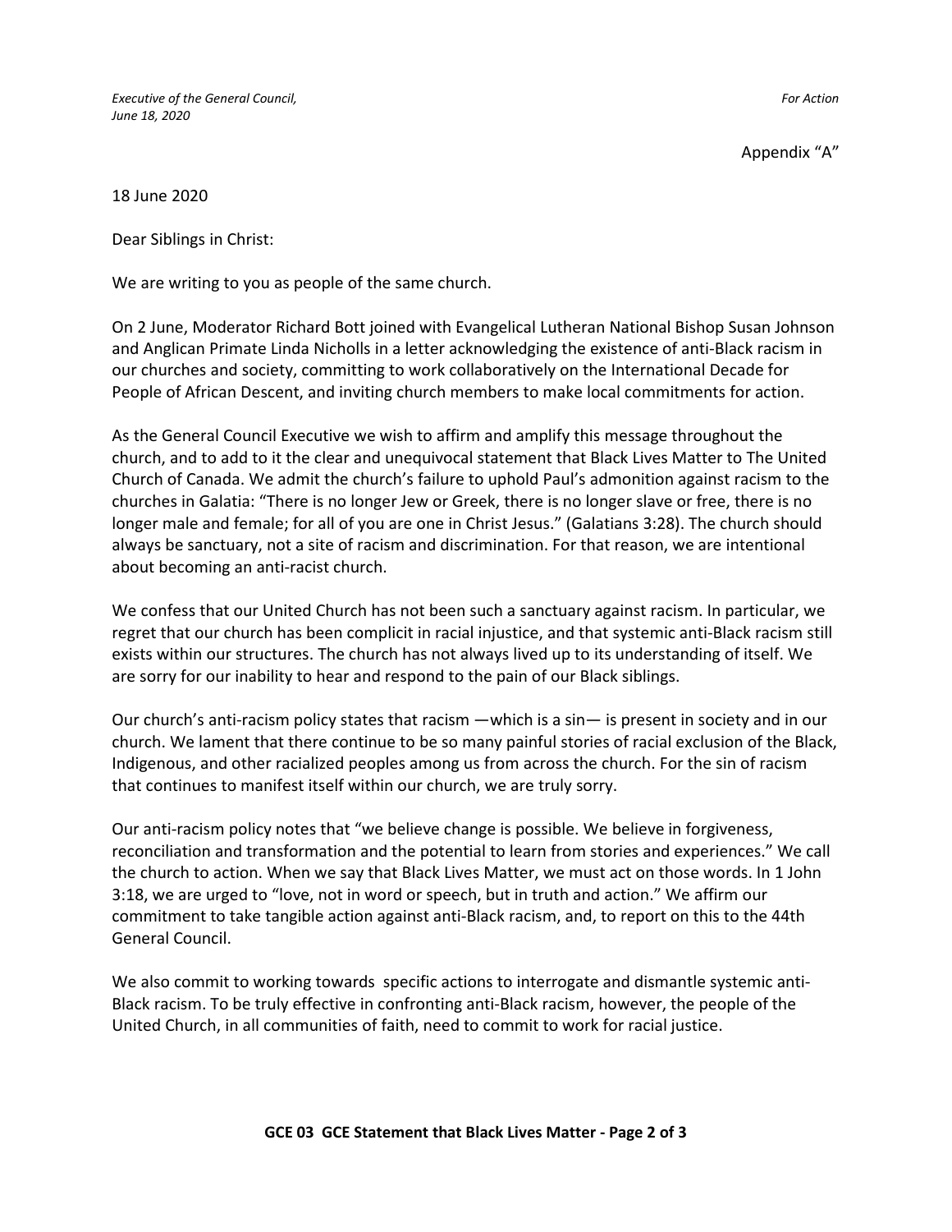*Executive of the General Council,*
*June 18, 2020*

*For Action*

Appendix "A"

18 June 2020

Dear Siblings in Christ:

We are writing to you as people of the same church.

On 2 June, Moderator Richard Bott joined with Evangelical Lutheran National Bishop Susan Johnson and Anglican Primate Linda Nicholls in a letter acknowledging the existence of anti-Black racism in our churches and society, committing to work collaboratively on the International Decade for People of African Descent, and inviting church members to make local commitments for action.

As the General Council Executive we wish to affirm and amplify this message throughout the church, and to add to it the clear and unequivocal statement that Black Lives Matter to The United Church of Canada. We admit the church's failure to uphold Paul's admonition against racism to the churches in Galatia: "There is no longer Jew or Greek, there is no longer slave or free, there is no longer male and female; for all of you are one in Christ Jesus." (Galatians 3:28). The church should always be sanctuary, not a site of racism and discrimination. For that reason, we are intentional about becoming an anti-racist church.

We confess that our United Church has not been such a sanctuary against racism. In particular, we regret that our church has been complicit in racial injustice, and that systemic anti-Black racism still exists within our structures. The church has not always lived up to its understanding of itself. We are sorry for our inability to hear and respond to the pain of our Black siblings.

Our church's anti-racism policy states that racism —which is a sin— is present in society and in our church. We lament that there continue to be so many painful stories of racial exclusion of the Black, Indigenous, and other racialized peoples among us from across the church. For the sin of racism that continues to manifest itself within our church, we are truly sorry.

Our anti-racism policy notes that "we believe change is possible. We believe in forgiveness, reconciliation and transformation and the potential to learn from stories and experiences." We call the church to action. When we say that Black Lives Matter, we must act on those words. In 1 John 3:18, we are urged to "love, not in word or speech, but in truth and action." We affirm our commitment to take tangible action against anti-Black racism, and, to report on this to the 44th General Council.

We also commit to working towards specific actions to interrogate and dismantle systemic anti-Black racism. To be truly effective in confronting anti-Black racism, however, the people of the United Church, in all communities of faith, need to commit to work for racial justice.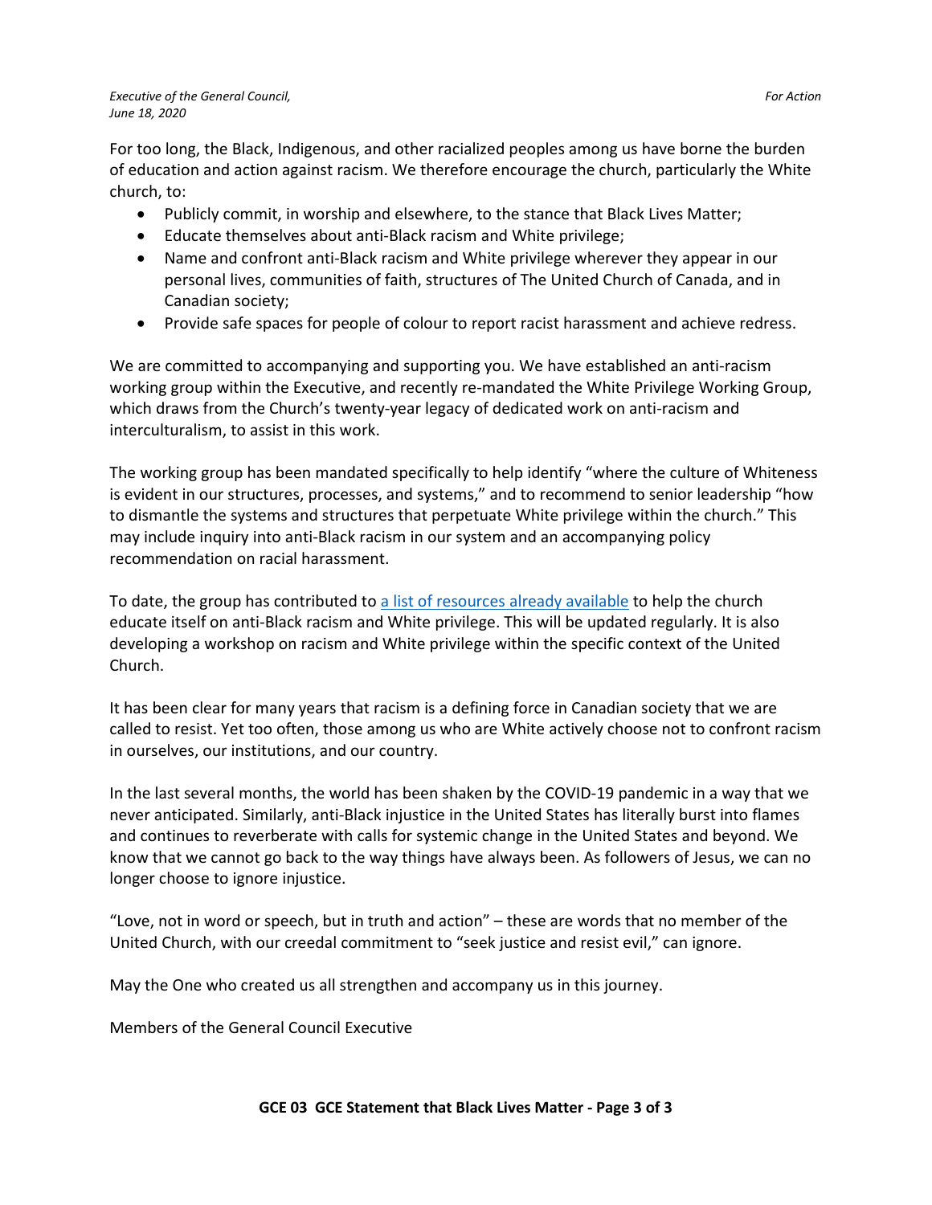For too long, the Black, Indigenous, and other racialized peoples among us have borne the burden of education and action against racism. We therefore encourage the church, particularly the White church, to:

- Publicly commit, in worship and elsewhere, to the stance that Black Lives Matter;
- Educate themselves about anti-Black racism and White privilege;
- Name and confront anti-Black racism and White privilege wherever they appear in our personal lives, communities of faith, structures of The United Church of Canada, and in Canadian society;
- Provide safe spaces for people of colour to report racist harassment and achieve redress.

We are committed to accompanying and supporting you. We have established an anti-racism working group within the Executive, and recently re-mandated the White Privilege Working Group, which draws from the Church's twenty-year legacy of dedicated work on anti-racism and interculturalism, to assist in this work.

The working group has been mandated specifically to help identify "where the culture of Whiteness is evident in our structures, processes, and systems," and to recommend to senior leadership "how to dismantle the systems and structures that perpetuate White privilege within the church." This may include inquiry into anti-Black racism in our system and an accompanying policy recommendation on racial harassment.

To date, the group has contributed to a list of resources already available to help the church educate itself on anti-Black racism and White privilege. This will be updated regularly. It is also developing a workshop on racism and White privilege within the specific context of the United Church.

It has been clear for many years that racism is a defining force in Canadian society that we are called to resist. Yet too often, those among us who are White actively choose not to confront racism in ourselves, our institutions, and our country.

In the last several months, the world has been shaken by the COVID-19 pandemic in a way that we never anticipated. Similarly, anti-Black injustice in the United States has literally burst into flames and continues to reverberate with calls for systemic change in the United States and beyond. We know that we cannot go back to the way things have always been. As followers of Jesus, we can no longer choose to ignore injustice.

"Love, not in word or speech, but in truth and action" – these are words that no member of the United Church, with our creedal commitment to "seek justice and resist evil," can ignore.

May the One who created us all strengthen and accompany us in this journey.

Members of the General Council Executive